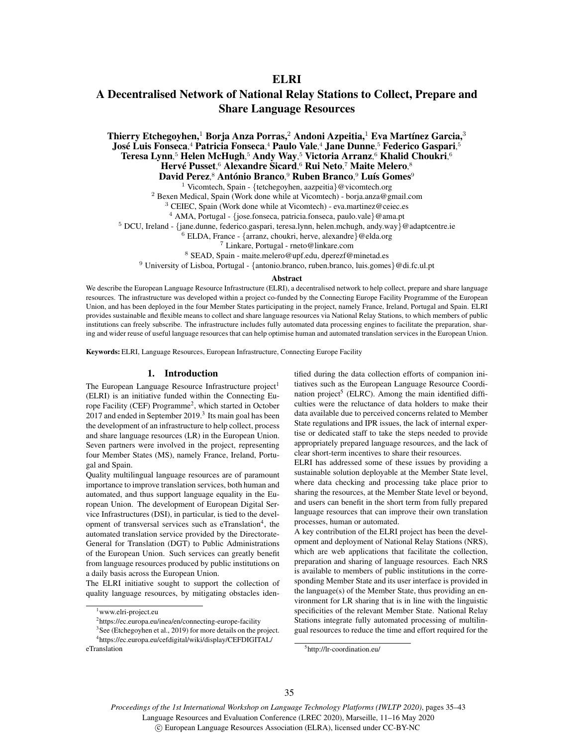# ELRI

# A Decentralised Network of National Relay Stations to Collect, Prepare and Share Language Resources

**Thierry Etchegoyhen,[1] Borja Anza Porras,[2] Andoni Azpeitia,[1] Eva Martínez Garcia,[3] José Luis Fonseca,[4] Patricia Fonseca,[4] Paulo Vale,[4] Jane Dunne,[5] Federico Gaspari,[5] Teresa Lynn,[5] Helen McHugh,[5] Andy Way,[5] Victoria Arranz,[6] Khalid Choukri,[6] Hervé Pusset,[6] Alexandre Sicard,[6] Rui Neto,[7] Maite Melero,[8] David Perez,[8] António Branco,[9] Ruben Branco,[9] Luís Gomes[9]**

[1] Vicomtech, Spain - {tetchegoyhen, aazpeitia}@vicomtech.org
[2] Bexen Medical, Spain (Work done while at Vicomtech) - borja.anza@gmail.com
[3] CEIEC, Spain (Work done while at Vicomtech) - eva.martinez@ceiec.es
[4] AMA, Portugal - {jose.fonseca, patricia.fonseca, paulo.vale}@ama.pt
[5] DCU, Ireland - {jane.dunne, federico.gaspari, teresa.lynn, helen.mchugh, andy.way}@adaptcentre.ie
[6] ELDA, France - {arranz, choukri, herve, alexandre}@elda.org
[7] Linkare, Portugal - rneto@linkare.com
[8] SEAD, Spain - maite.melero@upf.edu, dperezf@minetad.es
[9] University of Lisboa, Portugal - {antonio.branco, ruben.branco, luis.gomes}@di.fc.ul.pt

### Abstract

We describe the European Language Resource Infrastructure (ELRI), a decentralised network to help collect, prepare and share language resources. The infrastructure was developed within a project co-funded by the Connecting Europe Facility Programme of the European Union, and has been deployed in the four Member States participating in the project, namely France, Ireland, Portugal and Spain. ELRI provides sustainable and flexible means to collect and share language resources via National Relay Stations, to which members of public institutions can freely subscribe. The infrastructure includes fully automated data processing engines to facilitate the preparation, sharing and wider reuse of useful language resources that can help optimise human and automated translation services in the European Union.

**Keywords:** ELRI, Language Resources, European Infrastructure, Connecting Europe Facility

## 1. Introduction

The European Language Resource Infrastructure project[1] (ELRI) is an initiative funded within the Connecting Europe Facility (CEF) Programme[2], which started in October 2017 and ended in September 2019.[3] Its main goal has been the development of an infrastructure to help collect, process and share language resources (LR) in the European Union. Seven partners were involved in the project, representing four Member States (MS), namely France, Ireland, Portugal and Spain.

Quality multilingual language resources are of paramount importance to improve translation services, both human and automated, and thus support language equality in the European Union. The development of European Digital Service Infrastructures (DSI), in particular, is tied to the development of transversal services such as eTranslation[4], the automated translation service provided by the Directorate-General for Translation (DGT) to Public Administrations of the European Union. Such services can greatly benefit from language resources produced by public institutions on a daily basis across the European Union.

The ELRI initiative sought to support the collection of quality language resources, by mitigating obstacles identified during the data collection efforts of companion initiatives such as the European Language Resource Coordination project[5] (ELRC). Among the main identified difficulties were the reluctance of data holders to make their data available due to perceived concerns related to Member State regulations and IPR issues, the lack of internal expertise or dedicated staff to take the steps needed to provide appropriately prepared language resources, and the lack of clear short-term incentives to share their resources.

ELRI has addressed some of these issues by providing a sustainable solution deployable at the Member State level, where data checking and processing take place prior to sharing the resources, at the Member State level or beyond, and users can benefit in the short term from fully prepared language resources that can improve their own translation processes, human or automated.

A key contribution of the ELRI project has been the development and deployment of National Relay Stations (NRS), which are web applications that facilitate the collection, preparation and sharing of language resources. Each NRS is available to members of public institutions in the corresponding Member State and its user interface is provided in the language(s) of the Member State, thus providing an environment for LR sharing that is in line with the linguistic specificities of the relevant Member State. National Relay Stations integrate fully automated processing of multilingual resources to reduce the time and effort required for the

[1] www.elri-project.eu

[2] https://ec.europa.eu/inea/en/connecting-europe-facility

[3] See (Etchegoyhen et al., 2019) for more details on the project.

[4] https://ec.europa.eu/cefdigital/wiki/display/CEFDIGITAL/eTranslation

[5] http://lr-coordination.eu/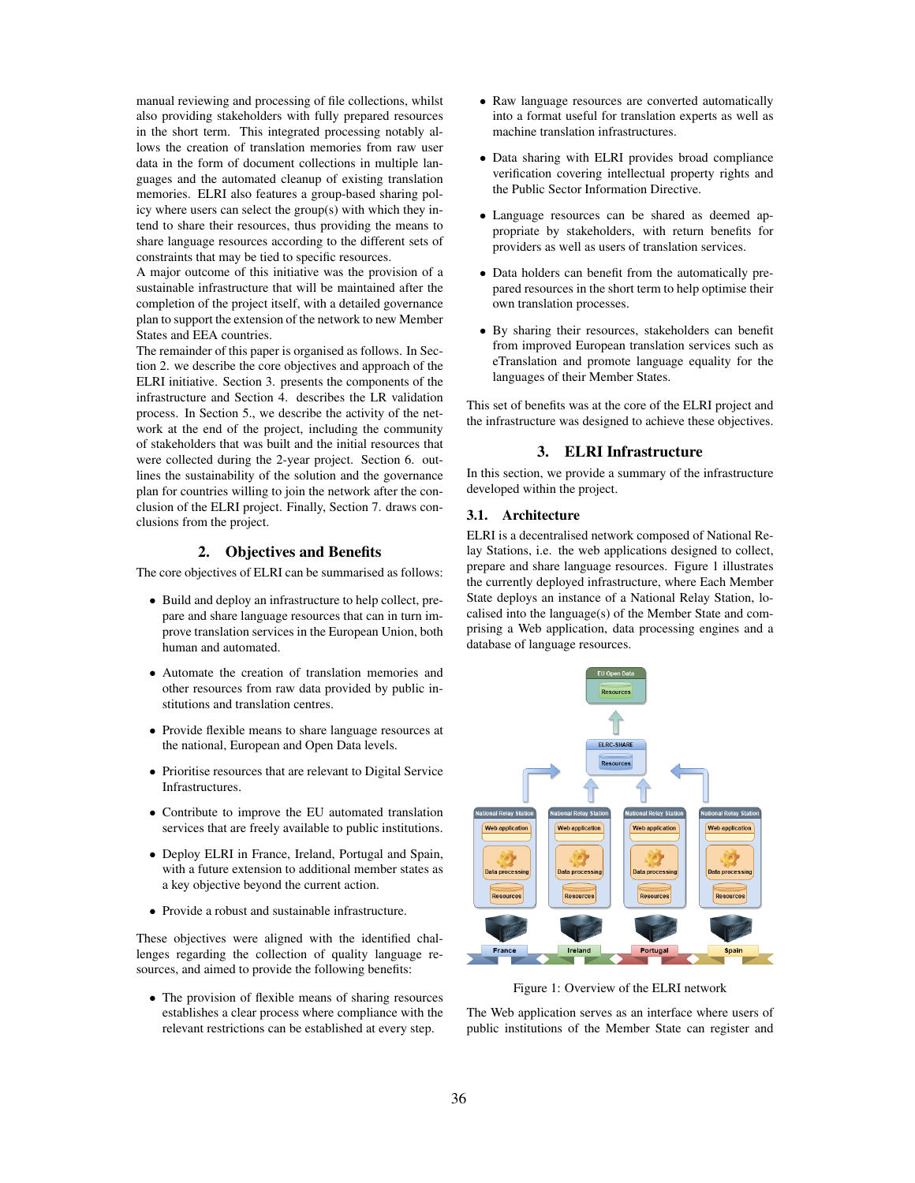manual reviewing and processing of file collections, whilst also providing stakeholders with fully prepared resources in the short term. This integrated processing notably allows the creation of translation memories from raw user data in the form of document collections in multiple languages and the automated cleanup of existing translation memories. ELRI also features a group-based sharing policy where users can select the group(s) with which they intend to share their resources, thus providing the means to share language resources according to the different sets of constraints that may be tied to specific resources.

A major outcome of this initiative was the provision of a sustainable infrastructure that will be maintained after the completion of the project itself, with a detailed governance plan to support the extension of the network to new Member States and EEA countries.

The remainder of this paper is organised as follows. In Section 2. we describe the core objectives and approach of the ELRI initiative. Section 3. presents the components of the infrastructure and Section 4. describes the LR validation process. In Section 5., we describe the activity of the network at the end of the project, including the community of stakeholders that was built and the initial resources that were collected during the 2-year project. Section 6. outlines the sustainability of the solution and the governance plan for countries willing to join the network after the conclusion of the ELRI project. Finally, Section 7. draws conclusions from the project.

## 2. Objectives and Benefits

The core objectives of ELRI can be summarised as follows:

- Build and deploy an infrastructure to help collect, prepare and share language resources that can in turn improve translation services in the European Union, both human and automated.
- Automate the creation of translation memories and other resources from raw data provided by public institutions and translation centres.
- Provide flexible means to share language resources at the national, European and Open Data levels.
- Prioritise resources that are relevant to Digital Service Infrastructures.
- Contribute to improve the EU automated translation services that are freely available to public institutions.
- Deploy ELRI in France, Ireland, Portugal and Spain, with a future extension to additional member states as a key objective beyond the current action.
- Provide a robust and sustainable infrastructure.

These objectives were aligned with the identified challenges regarding the collection of quality language resources, and aimed to provide the following benefits:

- The provision of flexible means of sharing resources establishes a clear process where compliance with the relevant restrictions can be established at every step.
- Raw language resources are converted automatically into a format useful for translation experts as well as machine translation infrastructures.
- Data sharing with ELRI provides broad compliance verification covering intellectual property rights and the Public Sector Information Directive.
- Language resources can be shared as deemed appropriate by stakeholders, with return benefits for providers as well as users of translation services.
- Data holders can benefit from the automatically prepared resources in the short term to help optimise their own translation processes.
- By sharing their resources, stakeholders can benefit from improved European translation services such as eTranslation and promote language equality for the languages of their Member States.

This set of benefits was at the core of the ELRI project and the infrastructure was designed to achieve these objectives.

## 3. ELRI Infrastructure

In this section, we provide a summary of the infrastructure developed within the project.

### 3.1. Architecture

ELRI is a decentralised network composed of National Relay Stations, i.e. the web applications designed to collect, prepare and share language resources. Figure 1 illustrates the currently deployed infrastructure, where Each Member State deploys an instance of a National Relay Station, localised into the language(s) of the Member State and comprising a Web application, data processing engines and a database of language resources.

Figure 1: Overview of the ELRI network

The Web application serves as an interface where users of public institutions of the Member State can register and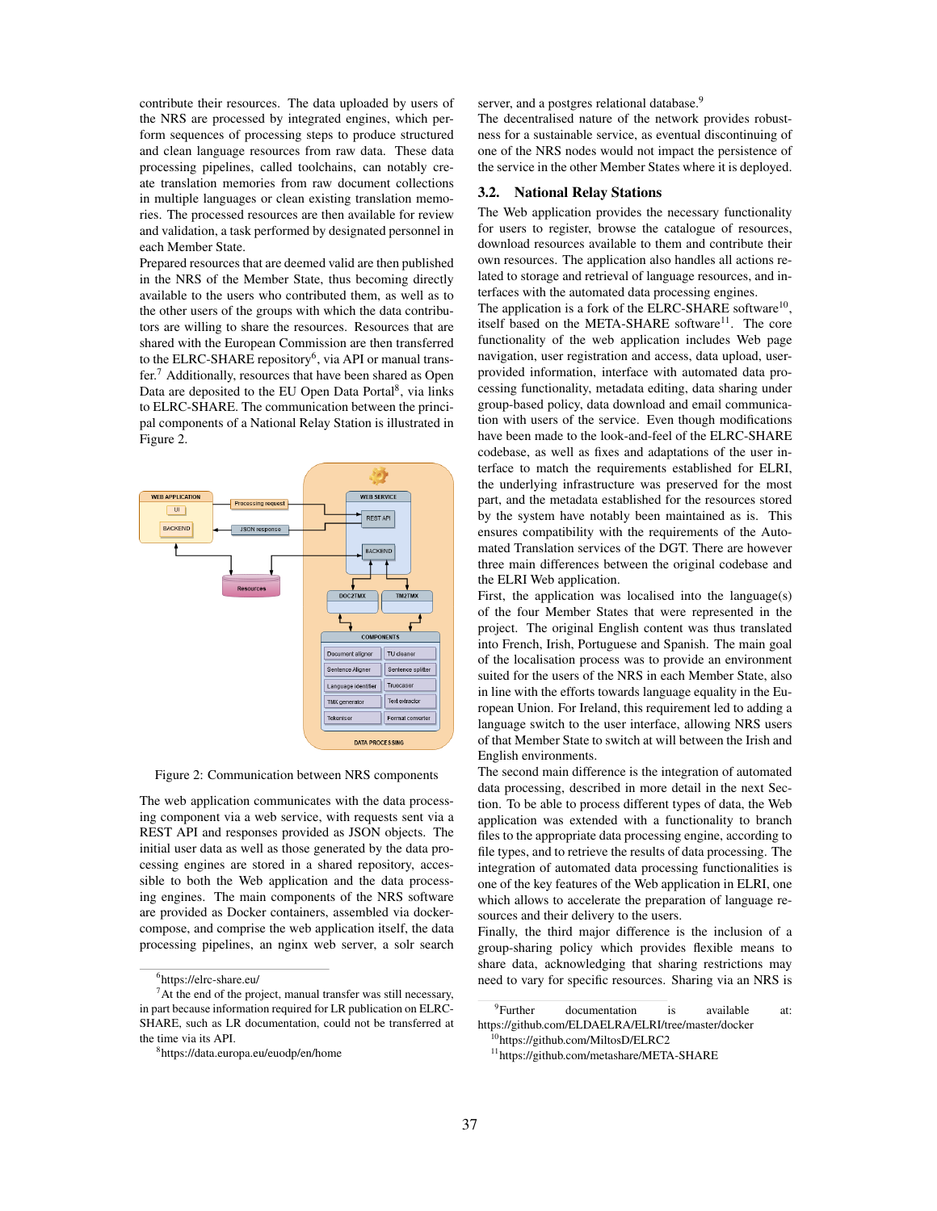contribute their resources. The data uploaded by users of the NRS are processed by integrated engines, which perform sequences of processing steps to produce structured and clean language resources from raw data. These data processing pipelines, called toolchains, can notably create translation memories from raw document collections in multiple languages or clean existing translation memories. The processed resources are then available for review and validation, a task performed by designated personnel in each Member State.

Prepared resources that are deemed valid are then published in the NRS of the Member State, thus becoming directly available to the users who contributed them, as well as to the other users of the groups with which the data contributors are willing to share the resources. Resources that are shared with the European Commission are then transferred to the ELRC-SHARE repository[6], via API or manual transfer.[7] Additionally, resources that have been shared as Open Data are deposited to the EU Open Data Portal[8], via links to ELRC-SHARE. The communication between the principal components of a National Relay Station is illustrated in Figure 2.

Figure 2: Communication between NRS components

The web application communicates with the data processing component via a web service, with requests sent via a REST API and responses provided as JSON objects. The initial user data as well as those generated by the data processing engines are stored in a shared repository, accessible to both the Web application and the data processing engines. The main components of the NRS software are provided as Docker containers, assembled via docker-compose, and comprise the web application itself, the data processing pipelines, an nginx web server, a solr search server, and a postgres relational database.[9]

The decentralised nature of the network provides robustness for a sustainable service, as eventual discontinuing of one of the NRS nodes would not impact the persistence of the service in the other Member States where it is deployed.

### 3.2. National Relay Stations

The Web application provides the necessary functionality for users to register, browse the catalogue of resources, download resources available to them and contribute their own resources. The application also handles all actions related to storage and retrieval of language resources, and interfaces with the automated data processing engines.

The application is a fork of the ELRC-SHARE software[10], itself based on the META-SHARE software[11]. The core functionality of the web application includes Web page navigation, user registration and access, data upload, user-provided information, interface with automated data processing functionality, metadata editing, data sharing under group-based policy, data download and email communication with users of the service. Even though modifications have been made to the look-and-feel of the ELRC-SHARE codebase, as well as fixes and adaptations of the user interface to match the requirements established for ELRI, the underlying infrastructure was preserved for the most part, and the metadata established for the resources stored by the system have notably been maintained as is. This ensures compatibility with the requirements of the Automated Translation services of the DGT. There are however three main differences between the original codebase and the ELRI Web application.

First, the application was localised into the language(s) of the four Member States that were represented in the project. The original English content was thus translated into French, Irish, Portuguese and Spanish. The main goal of the localisation process was to provide an environment suited for the users of the NRS in each Member State, also in line with the efforts towards language equality in the European Union. For Ireland, this requirement led to adding a language switch to the user interface, allowing NRS users of that Member State to switch at will between the Irish and English environments.

The second main difference is the integration of automated data processing, described in more detail in the next Section. To be able to process different types of data, the Web application was extended with a functionality to branch files to the appropriate data processing engine, according to file types, and to retrieve the results of data processing. The integration of automated data processing functionalities is one of the key features of the Web application in ELRI, one which allows to accelerate the preparation of language resources and their delivery to the users.

Finally, the third major difference is the inclusion of a group-sharing policy which provides flexible means to share data, acknowledging that sharing restrictions may need to vary for specific resources. Sharing via an NRS is

[6] https://elrc-share.eu/

[7] At the end of the project, manual transfer was still necessary, in part because information required for LR publication on ELRC-SHARE, such as LR documentation, could not be transferred at the time via its API.

[8] https://data.europa.eu/euodp/en/home

[9] Further documentation is available at: https://github.com/ELDAELRA/ELRI/tree/master/docker

[10] https://github.com/MiltosD/ELRC2

[11] https://github.com/metashare/META-SHARE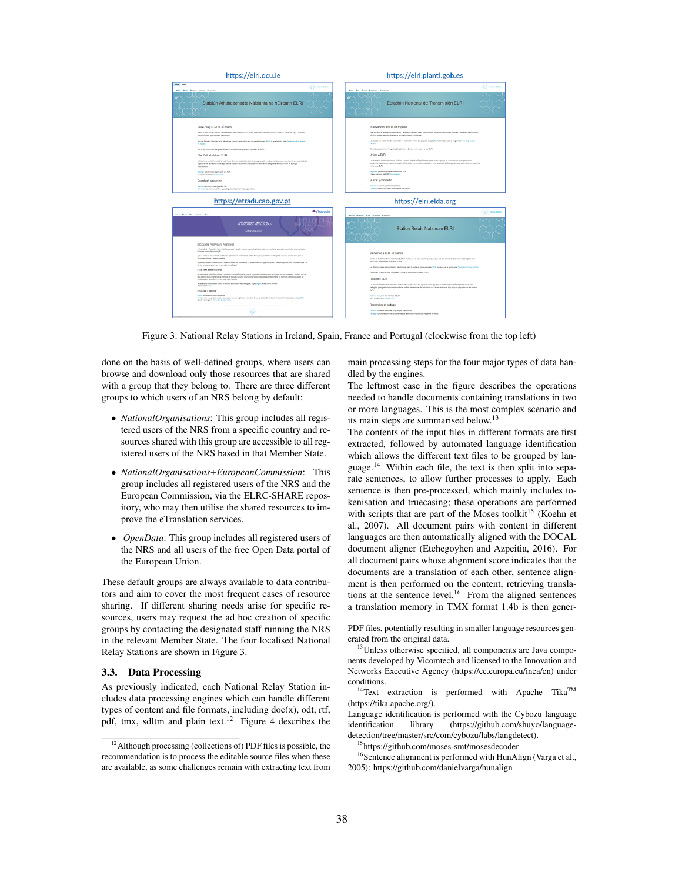https://elri.dcu.ie https://elri.plantl.gob.es

https://etraducao.gov.pt https://elri.elda.org

Figure 3: National Relay Stations in Ireland, Spain, France and Portugal (clockwise from the top left)

done on the basis of well-defined groups, where users can browse and download only those resources that are shared with a group that they belong to. There are three different groups to which users of an NRS belong by default:

- *NationalOrganisations*: This group includes all registered users of the NRS from a specific country and resources shared with this group are accessible to all registered users of the NRS based in that Member State.
- *NationalOrganisations+EuropeanCommission*: This group includes all registered users of the NRS and the European Commission, via the ELRC-SHARE repository, who may then utilise the shared resources to improve the eTranslation services.
- *OpenData*: This group includes all registered users of the NRS and all users of the free Open Data portal of the European Union.

These default groups are always available to data contributors and aim to cover the most frequent cases of resource sharing. If different sharing needs arise for specific resources, users may request the ad hoc creation of specific groups by contacting the designated staff running the NRS in the relevant Member State. The four localised National Relay Stations are shown in Figure 3.

### 3.3. Data Processing

As previously indicated, each National Relay Station includes data processing engines which can handle different types of content and file formats, including doc(x), odt, rtf, pdf, tmx, sdltm and plain text.[12] Figure 4 describes the main processing steps for the four major types of data handled by the engines.

The leftmost case in the figure describes the operations needed to handle documents containing translations in two or more languages. This is the most complex scenario and its main steps are summarised below.[13]

The contents of the input files in different formats are first extracted, followed by automated language identification which allows the different text files to be grouped by language.[14] Within each file, the text is then split into separate sentences, to allow further processes to apply. Each sentence is then pre-processed, which mainly includes tokenisation and truecasing; these operations are performed with scripts that are part of the Moses toolkit[15] (Koehn et al., 2007). All document pairs with content in different languages are then automatically aligned with the DOCAL document aligner (Etchegoyhen and Azpeitia, 2016). For all document pairs whose alignment score indicates that the documents are a translation of each other, sentence alignment is then performed on the content, retrieving translations at the sentence level.[16] From the aligned sentences a translation memory in TMX format 1.4b is then gener-

[12] Although processing (collections of) PDF files is possible, the recommendation is to process the editable source files when these are available, as some challenges remain with extracting text from PDF files, potentially resulting in smaller language resources generated from the original data.

[13] Unless otherwise specified, all components are Java components developed by Vicomtech and licensed to the Innovation and Networks Executive Agency (https://ec.europa.eu/inea/en) under conditions.

[14] Text extraction is performed with Apache Tika™ (https://tika.apache.org/).
Language identification is performed with the Cybozu language identification library (https://github.com/shuyo/language-detection/tree/master/src/com/cybozu/labs/langdetect).

[15] https://github.com/moses-smt/mosesdecoder

[16] Sentence alignment is performed with HunAlign (Varga et al., 2005): https://github.com/danielvarga/hunalign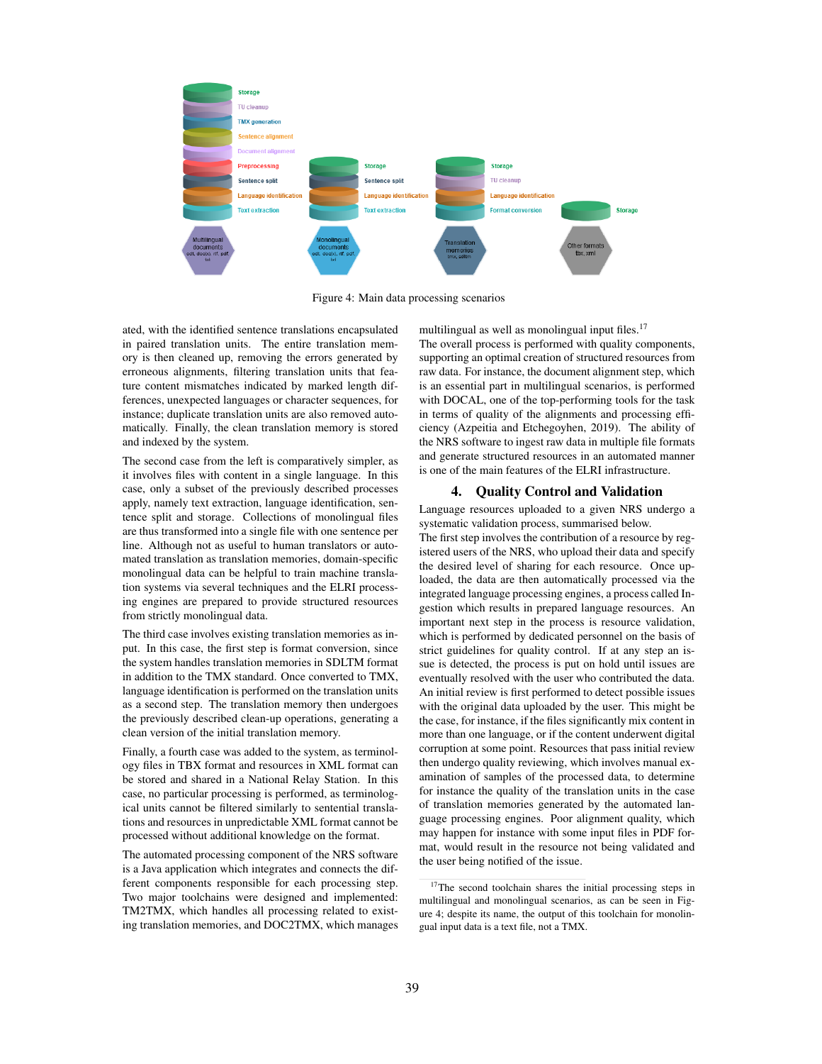Figure 4: Main data processing scenarios

ated, with the identified sentence translations encapsulated in paired translation units. The entire translation memory is then cleaned up, removing the errors generated by erroneous alignments, filtering translation units that feature content mismatches indicated by marked length differences, unexpected languages or character sequences, for instance; duplicate translation units are also removed automatically. Finally, the clean translation memory is stored and indexed by the system.

The second case from the left is comparatively simpler, as it involves files with content in a single language. In this case, only a subset of the previously described processes apply, namely text extraction, language identification, sentence split and storage. Collections of monolingual files are thus transformed into a single file with one sentence per line. Although not as useful to human translators or automated translation as translation memories, domain-specific monolingual data can be helpful to train machine translation systems via several techniques and the ELRI processing engines are prepared to provide structured resources from strictly monolingual data.

The third case involves existing translation memories as input. In this case, the first step is format conversion, since the system handles translation memories in SDLTM format in addition to the TMX standard. Once converted to TMX, language identification is performed on the translation units as a second step. The translation memory then undergoes the previously described clean-up operations, generating a clean version of the initial translation memory.

Finally, a fourth case was added to the system, as terminology files in TBX format and resources in XML format can be stored and shared in a National Relay Station. In this case, no particular processing is performed, as terminological units cannot be filtered similarly to sentential translations and resources in unpredictable XML format cannot be processed without additional knowledge on the format.

The automated processing component of the NRS software is a Java application which integrates and connects the different components responsible for each processing step. Two major toolchains were designed and implemented: TM2TMX, which handles all processing related to existing translation memories, and DOC2TMX, which manages multilingual as well as monolingual input files.[17]

The overall process is performed with quality components, supporting an optimal creation of structured resources from raw data. For instance, the document alignment step, which is an essential part in multilingual scenarios, is performed with DOCAL, one of the top-performing tools for the task in terms of quality of the alignments and processing efficiency (Azpeitia and Etchegoyhen, 2019). The ability of the NRS software to ingest raw data in multiple file formats and generate structured resources in an automated manner is one of the main features of the ELRI infrastructure.

## 4. Quality Control and Validation

Language resources uploaded to a given NRS undergo a systematic validation process, summarised below.

The first step involves the contribution of a resource by registered users of the NRS, who upload their data and specify the desired level of sharing for each resource. Once uploaded, the data are then automatically processed via the integrated language processing engines, a process called Ingestion which results in prepared language resources. An important next step in the process is resource validation, which is performed by dedicated personnel on the basis of strict guidelines for quality control. If at any step an issue is detected, the process is put on hold until issues are eventually resolved with the user who contributed the data.

An initial review is first performed to detect possible issues with the original data uploaded by the user. This might be the case, for instance, if the files significantly mix content in more than one language, or if the content underwent digital corruption at some point. Resources that pass initial review then undergo quality reviewing, which involves manual examination of samples of the processed data, to determine for instance the quality of the translation units in the case of translation memories generated by the automated language processing engines. Poor alignment quality, which may happen for instance with some input files in PDF format, would result in the resource not being validated and the user being notified of the issue.

[17] The second toolchain shares the initial processing steps in multilingual and monolingual scenarios, as can be seen in Figure 4; despite its name, the output of this toolchain for monolingual input data is a text file, not a TMX.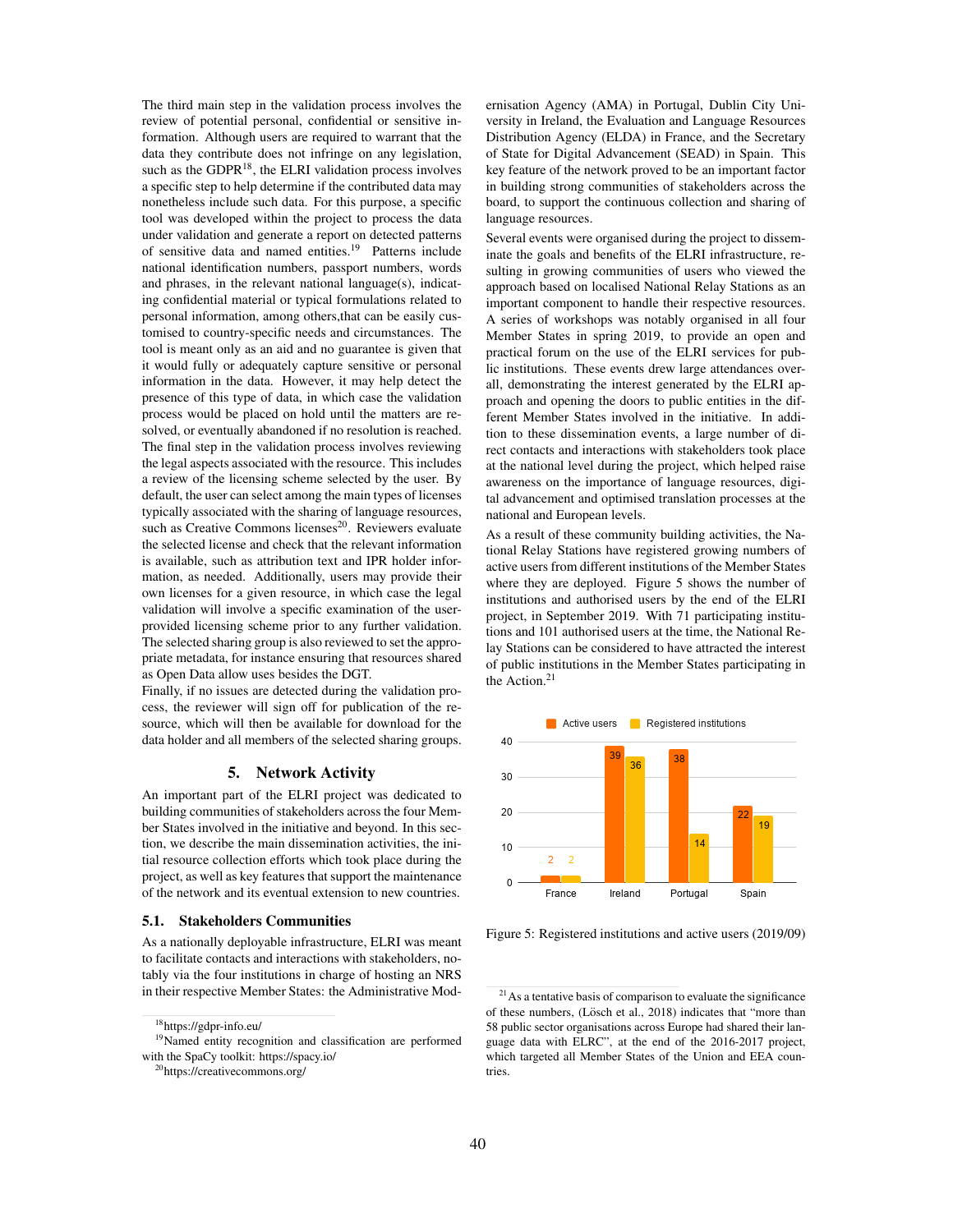The third main step in the validation process involves the review of potential personal, confidential or sensitive information. Although users are required to warrant that the data they contribute does not infringe on any legislation, such as the GDPR[18], the ELRI validation process involves a specific step to help determine if the contributed data may nonetheless include such data. For this purpose, a specific tool was developed within the project to process the data under validation and generate a report on detected patterns of sensitive data and named entities.[19] Patterns include national identification numbers, passport numbers, words and phrases, in the relevant national language(s), indicating confidential material or typical formulations related to personal information, among others,that can be easily customised to country-specific needs and circumstances. The tool is meant only as an aid and no guarantee is given that it would fully or adequately capture sensitive or personal information in the data. However, it may help detect the presence of this type of data, in which case the validation process would be placed on hold until the matters are resolved, or eventually abandoned if no resolution is reached.

The final step in the validation process involves reviewing the legal aspects associated with the resource. This includes a review of the licensing scheme selected by the user. By default, the user can select among the main types of licenses typically associated with the sharing of language resources, such as Creative Commons licenses[20]. Reviewers evaluate the selected license and check that the relevant information is available, such as attribution text and IPR holder information, as needed. Additionally, users may provide their own licenses for a given resource, in which case the legal validation will involve a specific examination of the user-provided licensing scheme prior to any further validation. The selected sharing group is also reviewed to set the appropriate metadata, for instance ensuring that resources shared as Open Data allow uses besides the DGT.

Finally, if no issues are detected during the validation process, the reviewer will sign off for publication of the resource, which will then be available for download for the data holder and all members of the selected sharing groups.

## 5. Network Activity

An important part of the ELRI project was dedicated to building communities of stakeholders across the four Member States involved in the initiative and beyond. In this section, we describe the main dissemination activities, the initial resource collection efforts which took place during the project, as well as key features that support the maintenance of the network and its eventual extension to new countries.

### 5.1. Stakeholders Communities

As a nationally deployable infrastructure, ELRI was meant to facilitate contacts and interactions with stakeholders, notably via the four institutions in charge of hosting an NRS in their respective Member States: the Administrative Modernisation Agency (AMA) in Portugal, Dublin City University in Ireland, the Evaluation and Language Resources Distribution Agency (ELDA) in France, and the Secretary of State for Digital Advancement (SEAD) in Spain. This key feature of the network proved to be an important factor in building strong communities of stakeholders across the board, to support the continuous collection and sharing of language resources.

Several events were organised during the project to disseminate the goals and benefits of the ELRI infrastructure, resulting in growing communities of users who viewed the approach based on localised National Relay Stations as an important component to handle their respective resources. A series of workshops was notably organised in all four Member States in spring 2019, to provide an open and practical forum on the use of the ELRI services for public institutions. These events drew large attendances overall, demonstrating the interest generated by the ELRI approach and opening the doors to public entities in the different Member States involved in the initiative. In addition to these dissemination events, a large number of direct contacts and interactions with stakeholders took place at the national level during the project, which helped raise awareness on the importance of language resources, digital advancement and optimised translation processes at the national and European levels.

As a result of these community building activities, the National Relay Stations have registered growing numbers of active users from different institutions of the Member States where they are deployed. Figure 5 shows the number of institutions and authorised users by the end of the ELRI project, in September 2019. With 71 participating institutions and 101 authorised users at the time, the National Relay Stations can be considered to have attracted the interest of public institutions in the Member States participating in the Action.[21]

| | Active users | Registered institutions |
|---|---|---|
| France | 2 | 2 |
| Ireland | 39 | 36 |
| Portugal | 38 | 14 |
| Spain | 22 | 19 |

Figure 5: Registered institutions and active users (2019/09)

[18] https://gdpr-info.eu/

[19] Named entity recognition and classification are performed with the SpaCy toolkit: https://spacy.io/

[20] https://creativecommons.org/

[21] As a tentative basis of comparison to evaluate the significance of these numbers, (Lösch et al., 2018) indicates that "more than 58 public sector organisations across Europe had shared their language data with ELRC", at the end of the 2016-2017 project, which targeted all Member States of the Union and EEA countries.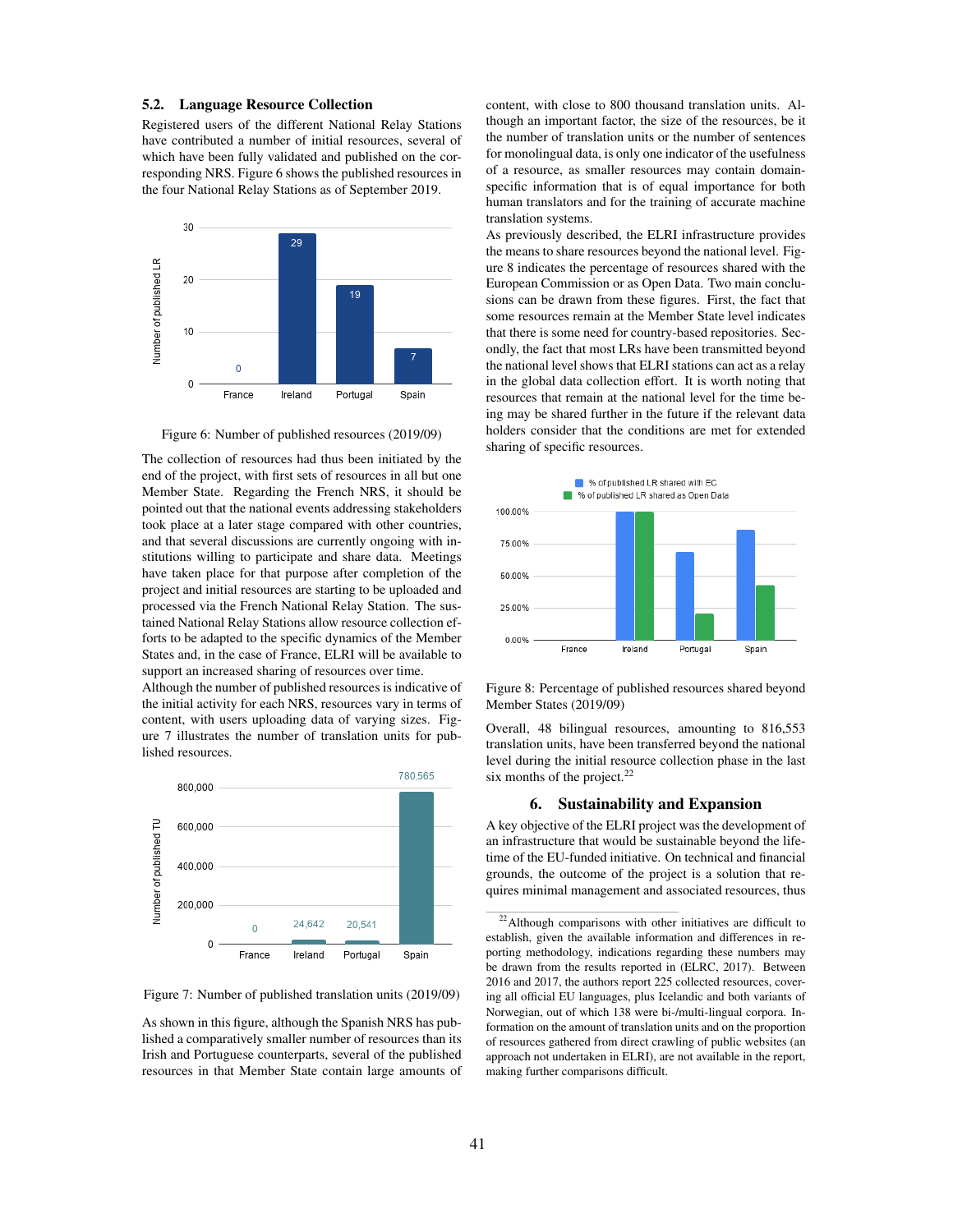### 5.2. Language Resource Collection

Registered users of the different National Relay Stations have contributed a number of initial resources, several of which have been fully validated and published on the corresponding NRS. Figure 6 shows the published resources in the four National Relay Stations as of September 2019.

Figure 6: Number of published resources (2019/09)

The collection of resources had thus been initiated by the end of the project, with first sets of resources in all but one Member State. Regarding the French NRS, it should be pointed out that the national events addressing stakeholders took place at a later stage compared with other countries, and that several discussions are currently ongoing with institutions willing to participate and share data. Meetings have taken place for that purpose after completion of the project and initial resources are starting to be uploaded and processed via the French National Relay Station. The sustained National Relay Stations allow resource collection efforts to be adapted to the specific dynamics of the Member States and, in the case of France, ELRI will be available to support an increased sharing of resources over time.

Although the number of published resources is indicative of the initial activity for each NRS, resources vary in terms of content, with users uploading data of varying sizes. Figure 7 illustrates the number of translation units for published resources.

Figure 7: Number of published translation units (2019/09)

As shown in this figure, although the Spanish NRS has published a comparatively smaller number of resources than its Irish and Portuguese counterparts, several of the published resources in that Member State contain large amounts of content, with close to 800 thousand translation units. Although an important factor, the size of the resources, be it the number of translation units or the number of sentences for monolingual data, is only one indicator of the usefulness of a resource, as smaller resources may contain domain-specific information that is of equal importance for both human translators and for the training of accurate machine translation systems.

As previously described, the ELRI infrastructure provides the means to share resources beyond the national level. Figure 8 indicates the percentage of resources shared with the European Commission or as Open Data. Two main conclusions can be drawn from these figures. First, the fact that some resources remain at the Member State level indicates that there is some need for country-based repositories. Secondly, the fact that most LRs have been transmitted beyond the national level shows that ELRI stations can act as a relay in the global data collection effort. It is worth noting that resources that remain at the national level for the time being may be shared further in the future if the relevant data holders consider that the conditions are met for extended sharing of specific resources.

Figure 8: Percentage of published resources shared beyond Member States (2019/09)

Overall, 48 bilingual resources, amounting to 816,553 translation units, have been transferred beyond the national level during the initial resource collection phase in the last six months of the project.[22]

## 6. Sustainability and Expansion

A key objective of the ELRI project was the development of an infrastructure that would be sustainable beyond the lifetime of the EU-funded initiative. On technical and financial grounds, the outcome of the project is a solution that requires minimal management and associated resources, thus

[22] Although comparisons with other initiatives are difficult to establish, given the available information and differences in reporting methodology, indications regarding these numbers may be drawn from the results reported in (ELRC, 2017). Between 2016 and 2017, the authors report 225 collected resources, covering all official EU languages, plus Icelandic and both variants of Norwegian, out of which 138 were bi-/multi-lingual corpora. Information on the amount of translation units and on the proportion of resources gathered from direct crawling of public websites (an approach not undertaken in ELRI), are not available in the report, making further comparisons difficult.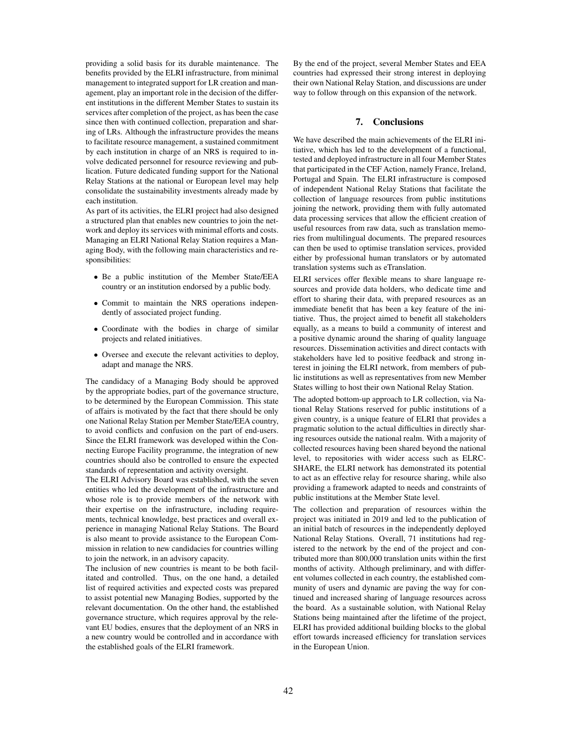providing a solid basis for its durable maintenance. The benefits provided by the ELRI infrastructure, from minimal management to integrated support for LR creation and management, play an important role in the decision of the different institutions in the different Member States to sustain its services after completion of the project, as has been the case since then with continued collection, preparation and sharing of LRs. Although the infrastructure provides the means to facilitate resource management, a sustained commitment by each institution in charge of an NRS is required to involve dedicated personnel for resource reviewing and publication. Future dedicated funding support for the National Relay Stations at the national or European level may help consolidate the sustainability investments already made by each institution.

As part of its activities, the ELRI project had also designed a structured plan that enables new countries to join the network and deploy its services with minimal efforts and costs. Managing an ELRI National Relay Station requires a Managing Body, with the following main characteristics and responsibilities:

- Be a public institution of the Member State/EEA country or an institution endorsed by a public body.
- Commit to maintain the NRS operations independently of associated project funding.
- Coordinate with the bodies in charge of similar projects and related initiatives.
- Oversee and execute the relevant activities to deploy, adapt and manage the NRS.

The candidacy of a Managing Body should be approved by the appropriate bodies, part of the governance structure, to be determined by the European Commission. This state of affairs is motivated by the fact that there should be only one National Relay Station per Member State/EEA country, to avoid conflicts and confusion on the part of end-users. Since the ELRI framework was developed within the Connecting Europe Facility programme, the integration of new countries should also be controlled to ensure the expected standards of representation and activity oversight.

The ELRI Advisory Board was established, with the seven entities who led the development of the infrastructure and whose role is to provide members of the network with their expertise on the infrastructure, including requirements, technical knowledge, best practices and overall experience in managing National Relay Stations. The Board is also meant to provide assistance to the European Commission in relation to new candidacies for countries willing to join the network, in an advisory capacity.

The inclusion of new countries is meant to be both facilitated and controlled. Thus, on the one hand, a detailed list of required activities and expected costs was prepared to assist potential new Managing Bodies, supported by the relevant documentation. On the other hand, the established governance structure, which requires approval by the relevant EU bodies, ensures that the deployment of an NRS in a new country would be controlled and in accordance with the established goals of the ELRI framework.

By the end of the project, several Member States and EEA countries had expressed their strong interest in deploying their own National Relay Station, and discussions are under way to follow through on this expansion of the network.

## 7. Conclusions

We have described the main achievements of the ELRI initiative, which has led to the development of a functional, tested and deployed infrastructure in all four Member States that participated in the CEF Action, namely France, Ireland, Portugal and Spain. The ELRI infrastructure is composed of independent National Relay Stations that facilitate the collection of language resources from public institutions joining the network, providing them with fully automated data processing services that allow the efficient creation of useful resources from raw data, such as translation memories from multilingual documents. The prepared resources can then be used to optimise translation services, provided either by professional human translators or by automated translation systems such as eTranslation.

ELRI services offer flexible means to share language resources and provide data holders, who dedicate time and effort to sharing their data, with prepared resources as an immediate benefit that has been a key feature of the initiative. Thus, the project aimed to benefit all stakeholders equally, as a means to build a community of interest and a positive dynamic around the sharing of quality language resources. Dissemination activities and direct contacts with stakeholders have led to positive feedback and strong interest in joining the ELRI network, from members of public institutions as well as representatives from new Member States willing to host their own National Relay Station.

The adopted bottom-up approach to LR collection, via National Relay Stations reserved for public institutions of a given country, is a unique feature of ELRI that provides a pragmatic solution to the actual difficulties in directly sharing resources outside the national realm. With a majority of collected resources having been shared beyond the national level, to repositories with wider access such as ELRC-SHARE, the ELRI network has demonstrated its potential to act as an effective relay for resource sharing, while also providing a framework adapted to needs and constraints of public institutions at the Member State level.

The collection and preparation of resources within the project was initiated in 2019 and led to the publication of an initial batch of resources in the independently deployed National Relay Stations. Overall, 71 institutions had registered to the network by the end of the project and contributed more than 800,000 translation units within the first months of activity. Although preliminary, and with different volumes collected in each country, the established community of users and dynamic are paving the way for continued and increased sharing of language resources across the board. As a sustainable solution, with National Relay Stations being maintained after the lifetime of the project, ELRI has provided additional building blocks to the global effort towards increased efficiency for translation services in the European Union.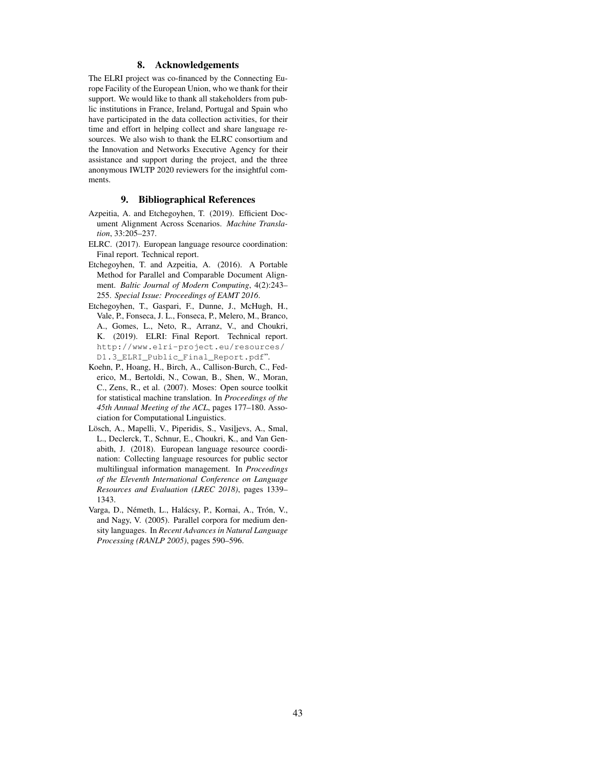## 8. Acknowledgements

The ELRI project was co-financed by the Connecting Europe Facility of the European Union, who we thank for their support. We would like to thank all stakeholders from public institutions in France, Ireland, Portugal and Spain who have participated in the data collection activities, for their time and effort in helping collect and share language resources. We also wish to thank the ELRC consortium and the Innovation and Networks Executive Agency for their assistance and support during the project, and the three anonymous IWLTP 2020 reviewers for the insightful comments.

## 9. Bibliographical References

Azpeitia, A. and Etchegoyhen, T. (2019). Efficient Document Alignment Across Scenarios. *Machine Translation*, 33:205–237.

ELRC. (2017). European language resource coordination: Final report. Technical report.

Etchegoyhen, T. and Azpeitia, A. (2016). A Portable Method for Parallel and Comparable Document Alignment. *Baltic Journal of Modern Computing*, 4(2):243–255. *Special Issue: Proceedings of EAMT 2016*.

Etchegoyhen, T., Gaspari, F., Dunne, J., McHugh, H., Vale, P., Fonseca, J. L., Fonseca, P., Melero, M., Branco, A., Gomes, L., Neto, R., Arranz, V., and Choukri, K. (2019). ELRI: Final Report. Technical report. `http://www.elri-project.eu/resources/D1.3_ELRI_Public_Final_Report.pdf`".

Koehn, P., Hoang, H., Birch, A., Callison-Burch, C., Federico, M., Bertoldi, N., Cowan, B., Shen, W., Moran, C., Zens, R., et al. (2007). Moses: Open source toolkit for statistical machine translation. In *Proceedings of the 45th Annual Meeting of the ACL*, pages 177–180. Association for Computational Linguistics.

Lösch, A., Mapelli, V., Piperidis, S., Vasiļjevs, A., Smal, L., Declerck, T., Schnur, E., Choukri, K., and Van Genabith, J. (2018). European language resource coordination: Collecting language resources for public sector multilingual information management. In *Proceedings of the Eleventh International Conference on Language Resources and Evaluation (LREC 2018)*, pages 1339–1343.

Varga, D., Németh, L., Halácsy, P., Kornai, A., Trón, V., and Nagy, V. (2005). Parallel corpora for medium density languages. In *Recent Advances in Natural Language Processing (RANLP 2005)*, pages 590–596.